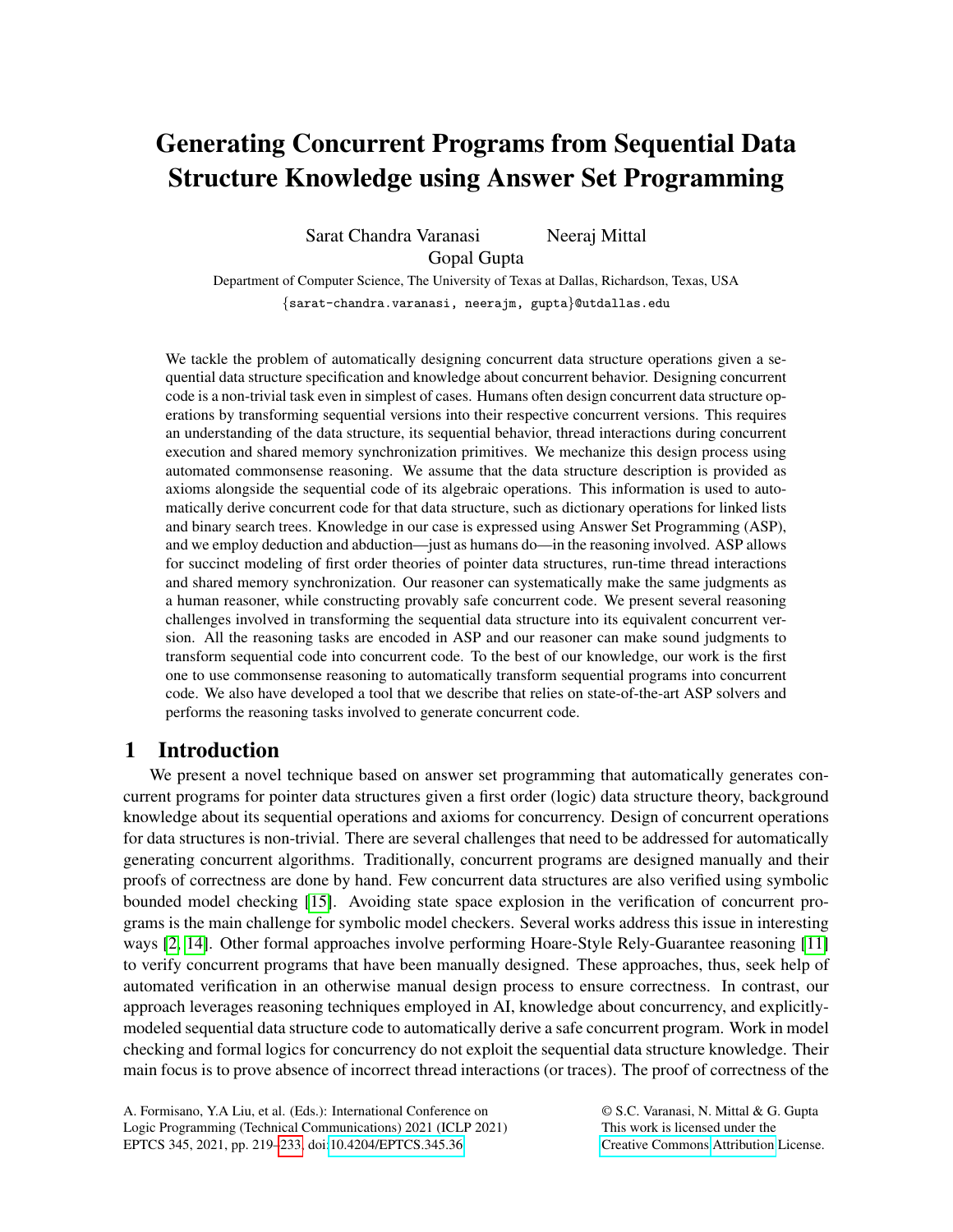# Generating Concurrent Programs from Sequential Data Structure Knowledge using Answer Set Programming

Sarat Chandra Varanasi Neeraj Mittal
Gopal Gupta

Department of Computer Science, The University of Texas at Dallas, Richardson, Texas, USA

{sarat-chandra.varanasi, neerajm, gupta}@utdallas.edu

We tackle the problem of automatically designing concurrent data structure operations given a sequential data structure specification and knowledge about concurrent behavior. Designing concurrent code is a non-trivial task even in simplest of cases. Humans often design concurrent data structure operations by transforming sequential versions into their respective concurrent versions. This requires an understanding of the data structure, its sequential behavior, thread interactions during concurrent execution and shared memory synchronization primitives. We mechanize this design process using automated commonsense reasoning. We assume that the data structure description is provided as axioms alongside the sequential code of its algebraic operations. This information is used to automatically derive concurrent code for that data structure, such as dictionary operations for linked lists and binary search trees. Knowledge in our case is expressed using Answer Set Programming (ASP), and we employ deduction and abduction—just as humans do—in the reasoning involved. ASP allows for succinct modeling of first order theories of pointer data structures, run-time thread interactions and shared memory synchronization. Our reasoner can systematically make the same judgments as a human reasoner, while constructing provably safe concurrent code. We present several reasoning challenges involved in transforming the sequential data structure into its equivalent concurrent version. All the reasoning tasks are encoded in ASP and our reasoner can make sound judgments to transform sequential code into concurrent code. To the best of our knowledge, our work is the first one to use commonsense reasoning to automatically transform sequential programs into concurrent code. We also have developed a tool that we describe that relies on state-of-the-art ASP solvers and performs the reasoning tasks involved to generate concurrent code.

## 1 Introduction

We present a novel technique based on answer set programming that automatically generates concurrent programs for pointer data structures given a first order (logic) data structure theory, background knowledge about its sequential operations and axioms for concurrency. Design of concurrent operations for data structures is non-trivial. There are several challenges that need to be addressed for automatically generating concurrent algorithms. Traditionally, concurrent programs are designed manually and their proofs of correctness are done by hand. Few concurrent data structures are also verified using symbolic bounded model checking [15]. Avoiding state space explosion in the verification of concurrent programs is the main challenge for symbolic model checkers. Several works address this issue in interesting ways [2, 14]. Other formal approaches involve performing Hoare-Style Rely-Guarantee reasoning [11] to verify concurrent programs that have been manually designed. These approaches, thus, seek help of automated verification in an otherwise manual design process to ensure correctness. In contrast, our approach leverages reasoning techniques employed in AI, knowledge about concurrency, and explicitly-modeled sequential data structure code to automatically derive a safe concurrent program. Work in model checking and formal logics for concurrency do not exploit the sequential data structure knowledge. Their main focus is to prove absence of incorrect thread interactions (or traces). The proof of correctness of the

A. Formisano, Y.A Liu, et al. (Eds.): International Conference on Logic Programming (Technical Communications) 2021 (ICLP 2021)
EPTCS 345, 2021, pp. 219–233, doi:10.4204/EPTCS.345.36

© S.C. Varanasi, N. Mittal & G. Gupta
This work is licensed under the Creative Commons Attribution License.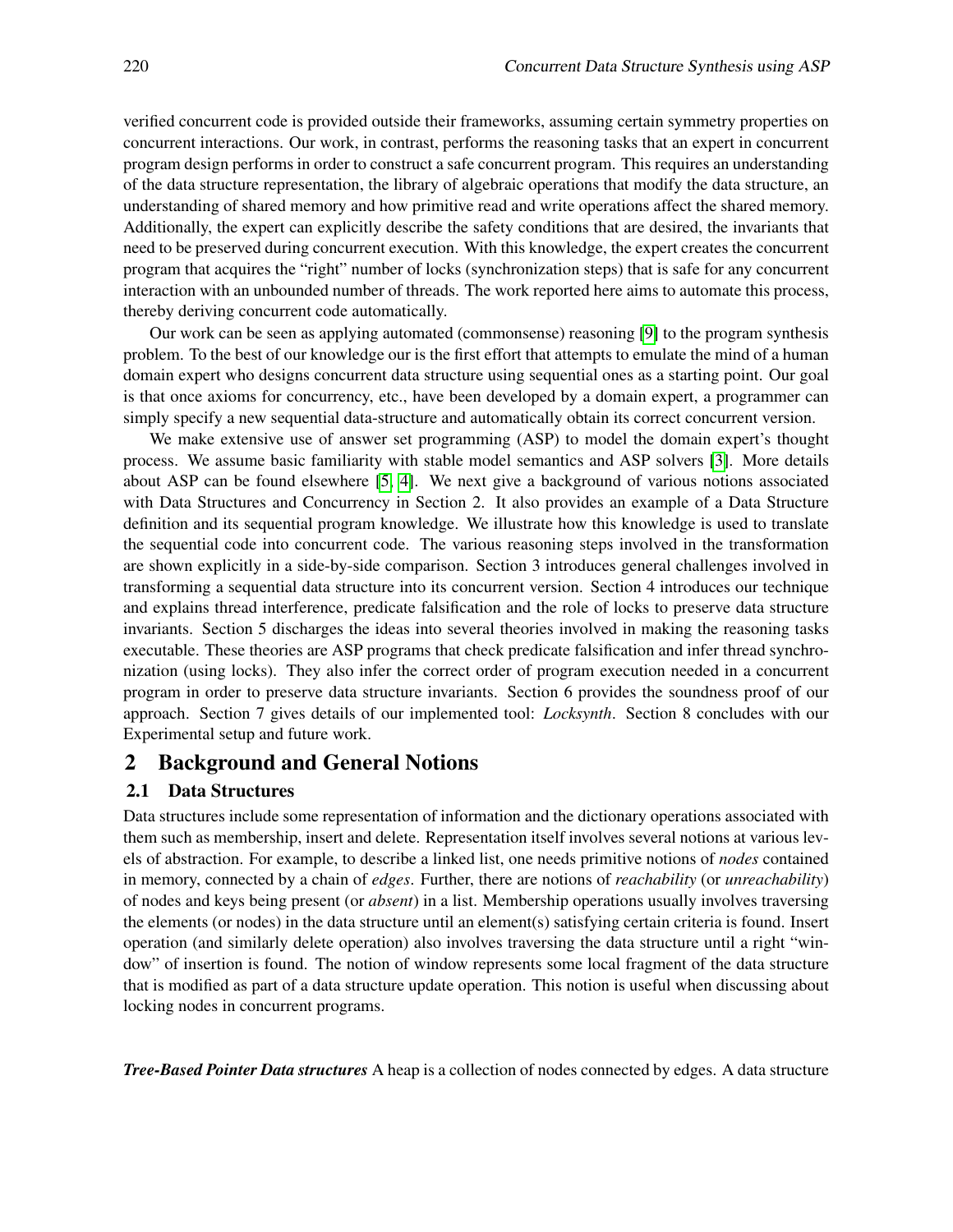verified concurrent code is provided outside their frameworks, assuming certain symmetry properties on concurrent interactions. Our work, in contrast, performs the reasoning tasks that an expert in concurrent program design performs in order to construct a safe concurrent program. This requires an understanding of the data structure representation, the library of algebraic operations that modify the data structure, an understanding of shared memory and how primitive read and write operations affect the shared memory. Additionally, the expert can explicitly describe the safety conditions that are desired, the invariants that need to be preserved during concurrent execution. With this knowledge, the expert creates the concurrent program that acquires the "right" number of locks (synchronization steps) that is safe for any concurrent interaction with an unbounded number of threads. The work reported here aims to automate this process, thereby deriving concurrent code automatically.

Our work can be seen as applying automated (commonsense) reasoning [9] to the program synthesis problem. To the best of our knowledge our is the first effort that attempts to emulate the mind of a human domain expert who designs concurrent data structure using sequential ones as a starting point. Our goal is that once axioms for concurrency, etc., have been developed by a domain expert, a programmer can simply specify a new sequential data-structure and automatically obtain its correct concurrent version.

We make extensive use of answer set programming (ASP) to model the domain expert's thought process. We assume basic familiarity with stable model semantics and ASP solvers [3]. More details about ASP can be found elsewhere [5, 4]. We next give a background of various notions associated with Data Structures and Concurrency in Section 2. It also provides an example of a Data Structure definition and its sequential program knowledge. We illustrate how this knowledge is used to translate the sequential code into concurrent code. The various reasoning steps involved in the transformation are shown explicitly in a side-by-side comparison. Section 3 introduces general challenges involved in transforming a sequential data structure into its concurrent version. Section 4 introduces our technique and explains thread interference, predicate falsification and the role of locks to preserve data structure invariants. Section 5 discharges the ideas into several theories involved in making the reasoning tasks executable. These theories are ASP programs that check predicate falsification and infer thread synchronization (using locks). They also infer the correct order of program execution needed in a concurrent program in order to preserve data structure invariants. Section 6 provides the soundness proof of our approach. Section 7 gives details of our implemented tool: *Locksynth*. Section 8 concludes with our Experimental setup and future work.

## 2 Background and General Notions

### 2.1 Data Structures

Data structures include some representation of information and the dictionary operations associated with them such as membership, insert and delete. Representation itself involves several notions at various levels of abstraction. For example, to describe a linked list, one needs primitive notions of *nodes* contained in memory, connected by a chain of *edges*. Further, there are notions of *reachability* (or *unreachability*) of nodes and keys being present (or *absent*) in a list. Membership operations usually involves traversing the elements (or nodes) in the data structure until an element(s) satisfying certain criteria is found. Insert operation (and similarly delete operation) also involves traversing the data structure until a right "window" of insertion is found. The notion of window represents some local fragment of the data structure that is modified as part of a data structure update operation. This notion is useful when discussing about locking nodes in concurrent programs.

***Tree-Based Pointer Data structures*** A heap is a collection of nodes connected by edges. A data structure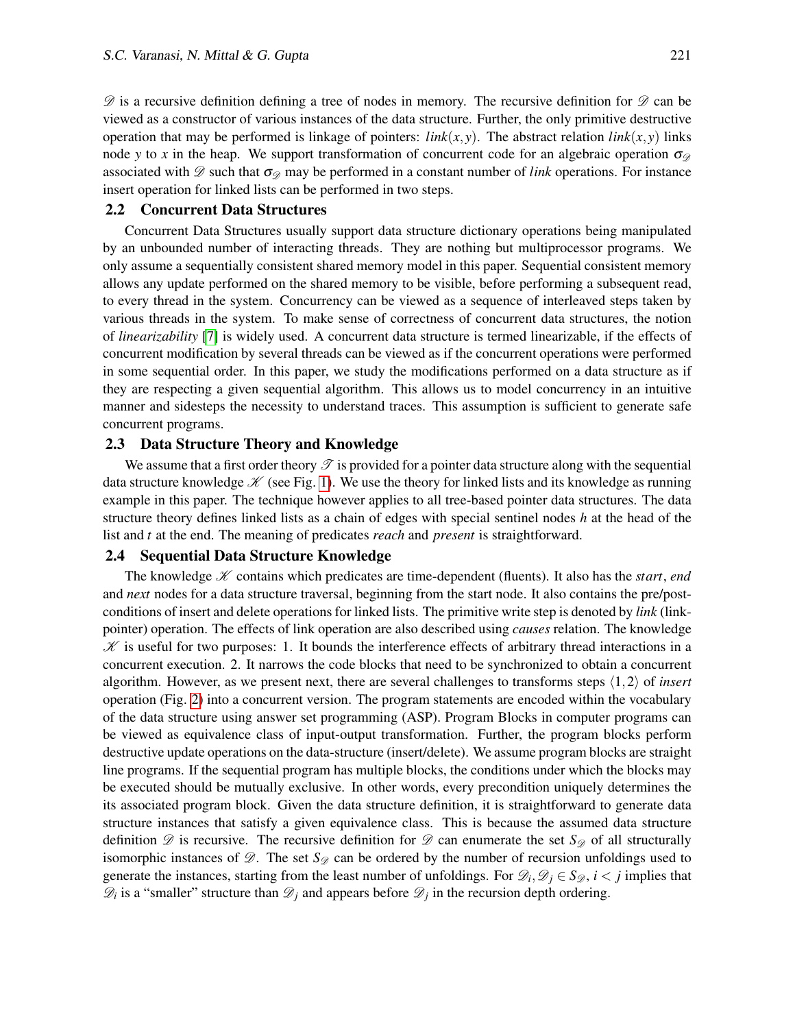$\mathscr{D}$ is a recursive definition defining a tree of nodes in memory. The recursive definition for $\mathscr{D}$ can be viewed as a constructor of various instances of the data structure. Further, the only primitive destructive operation that may be performed is linkage of pointers: $link(x,y)$. The abstract relation $link(x,y)$ links node $y$ to $x$ in the heap. We support transformation of concurrent code for an algebraic operation $\sigma_{\mathscr{D}}$ associated with $\mathscr{D}$ such that $\sigma_{\mathscr{D}}$ may be performed in a constant number of *link* operations. For instance insert operation for linked lists can be performed in two steps.

### 2.2 Concurrent Data Structures

Concurrent Data Structures usually support data structure dictionary operations being manipulated by an unbounded number of interacting threads. They are nothing but multiprocessor programs. We only assume a sequentially consistent shared memory model in this paper. Sequential consistent memory allows any update performed on the shared memory to be visible, before performing a subsequent read, to every thread in the system. Concurrency can be viewed as a sequence of interleaved steps taken by various threads in the system. To make sense of correctness of concurrent data structures, the notion of *linearizability* [7] is widely used. A concurrent data structure is termed linearizable, if the effects of concurrent modification by several threads can be viewed as if the concurrent operations were performed in some sequential order. In this paper, we study the modifications performed on a data structure as if they are respecting a given sequential algorithm. This allows us to model concurrency in an intuitive manner and sidesteps the necessity to understand traces. This assumption is sufficient to generate safe concurrent programs.

### 2.3 Data Structure Theory and Knowledge

We assume that a first order theory $\mathscr{T}$ is provided for a pointer data structure along with the sequential data structure knowledge $\mathscr{K}$ (see Fig. 1). We use the theory for linked lists and its knowledge as running example in this paper. The technique however applies to all tree-based pointer data structures. The data structure theory defines linked lists as a chain of edges with special sentinel nodes $h$ at the head of the list and $t$ at the end. The meaning of predicates *reach* and *present* is straightforward.

### 2.4 Sequential Data Structure Knowledge

The knowledge $\mathscr{K}$ contains which predicates are time-dependent (fluents). It also has the *start*, *end* and *next* nodes for a data structure traversal, beginning from the start node. It also contains the pre/post-conditions of insert and delete operations for linked lists. The primitive write step is denoted by *link* (link-pointer) operation. The effects of link operation are also described using *causes* relation. The knowledge $\mathscr{K}$ is useful for two purposes: 1. It bounds the interference effects of arbitrary thread interactions in a concurrent execution. 2. It narrows the code blocks that need to be synchronized to obtain a concurrent algorithm. However, as we present next, there are several challenges to transforms steps $\langle 1,2 \rangle$ of *insert* operation (Fig. 2) into a concurrent version. The program statements are encoded within the vocabulary of the data structure using answer set programming (ASP). Program Blocks in computer programs can be viewed as equivalence class of input-output transformation. Further, the program blocks perform destructive update operations on the data-structure (insert/delete). We assume program blocks are straight line programs. If the sequential program has multiple blocks, the conditions under which the blocks may be executed should be mutually exclusive. In other words, every precondition uniquely determines the its associated program block. Given the data structure definition, it is straightforward to generate data structure instances that satisfy a given equivalence class. This is because the assumed data structure definition $\mathscr{D}$ is recursive. The recursive definition for $\mathscr{D}$ can enumerate the set $S_{\mathscr{D}}$ of all structurally isomorphic instances of $\mathscr{D}$. The set $S_{\mathscr{D}}$ can be ordered by the number of recursion unfoldings used to generate the instances, starting from the least number of unfoldings. For $\mathscr{D}_i, \mathscr{D}_j \in S_{\mathscr{D}}$, $i < j$ implies that $\mathscr{D}_i$ is a "smaller" structure than $\mathscr{D}_j$ and appears before $\mathscr{D}_j$ in the recursion depth ordering.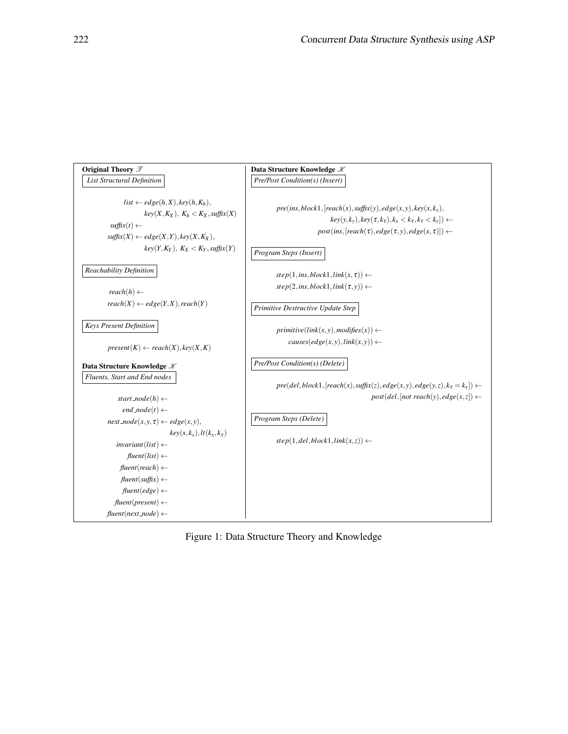**Original Theory $\mathscr{T}$**

*List Structural Definition*

$$list \leftarrow edge(h,X), key(h,K_h), key(X,K_X),\ K_h < K_X, suffix(X)$$

$$suffix(t) \leftarrow$$

$$suffix(X) \leftarrow edge(X,Y), key(X,K_X), key(Y,K_Y),\ K_X < K_Y, suffix(Y)$$

*Reachability Definition*

$$reach(h) \leftarrow$$

$$reach(X) \leftarrow edge(Y,X), reach(Y)$$

*Keys Present Definition*

$$present(K) \leftarrow reach(X), key(X,K)$$

**Data Structure Knowledge $\mathscr{K}$**

*Fluents, Start and End nodes*

$$start\_node(h) \leftarrow$$

$$end\_node(t) \leftarrow$$

$$next\_node(x,y,\tau) \leftarrow edge(x,y), key(x,k_x), lt(k_x,k_\tau)$$

$$invariant(list) \leftarrow$$

$$fluent(list) \leftarrow$$

$$fluent(reach) \leftarrow$$

$$fluent(suffix) \leftarrow$$

$$fluent(edge) \leftarrow$$

$$fluent(present) \leftarrow$$

$$fluent(next\_node) \leftarrow$$

**Data Structure Knowledge $\mathscr{K}$**

*Pre/Post Condition(s) (Insert)*

$$pre(ins, block1, [reach(x), suffix(y), edge(x,y), key(x,k_x), key(y,k_y), key(\tau,k_\tau), k_x < k_\tau, k_\tau < k_y]) \leftarrow$$

$$post(ins, [reach(\tau), edge(\tau,y), edge(x,\tau)]) \leftarrow$$

*Program Steps (Insert)*

$$step(1, ins, block1, link(x,\tau)) \leftarrow$$

$$step(2, ins, block1, link(\tau,y)) \leftarrow$$

*Primitive Destructive Update Step*

$$primitive(link(x,y), modifies(x)) \leftarrow$$

$$causes(edge(x,y), link(x,y)) \leftarrow$$

*Pre/Post Condition(s) (Delete)*

$$pre(del, block1, [reach(x), suffix(z), edge(x,y), edge(y,z), k_\tau = k_y]) \leftarrow$$

$$post(del, [not\ reach(y), edge(x,z]) \leftarrow$$

*Program Steps (Delete)*

$$step(1, del, block1, link(x,z)) \leftarrow$$

Figure 1: Data Structure Theory and Knowledge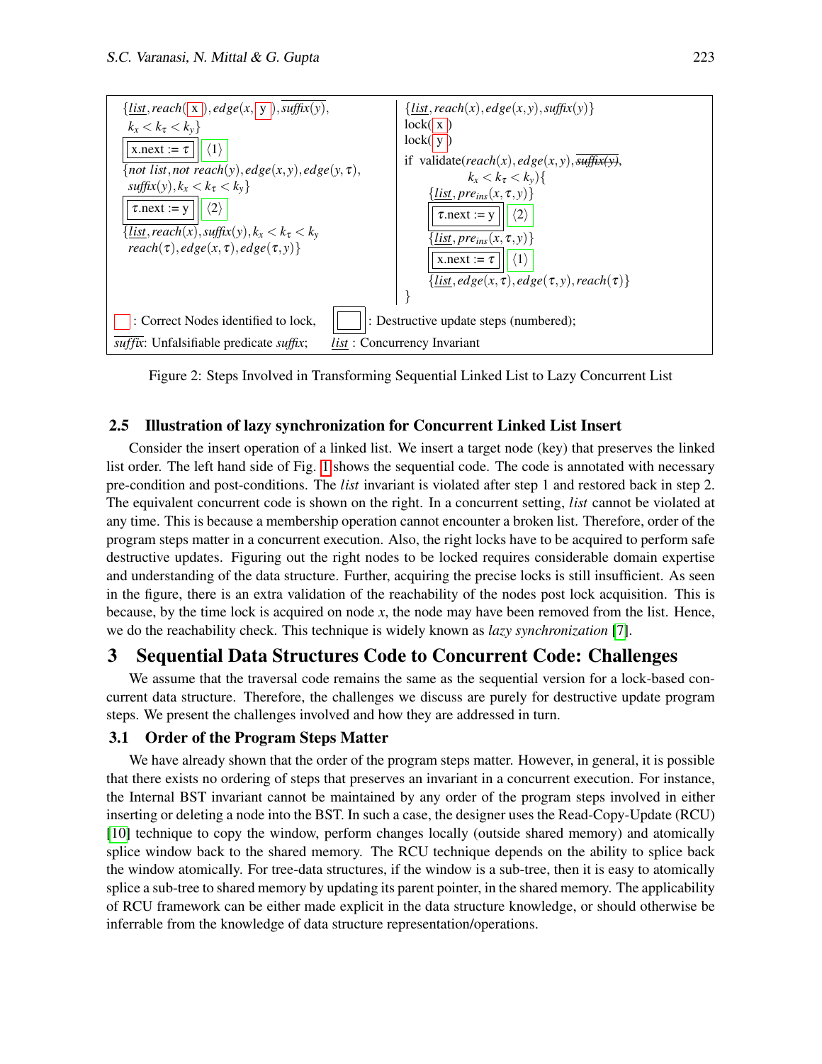$\{\underline{list}, reach(\boxed{x}), edge(x, \boxed{y}), \overline{suffix}(y),$
$k_x < k_\tau < k_y\}$

```
x.next := τ   ⟨1⟩
```

$\{not\ list, not\ reach(y), edge(x,y), edge(y,\tau),$
$suffix(y), k_x < k_\tau < k_y\}$

```
τ.next := y   ⟨2⟩
```

$\{\underline{list}, reach(x), suffix(y), k_x < k_\tau < k_y$
$reach(\tau), edge(x,\tau), edge(\tau,y)\}$

$\{\underline{list}, reach(x), edge(x,y), suffix(y)\}$

```
lock(x)
lock(y)
if validate(reach(x), edge(x,y), suffix(y),
            k_x < k_τ < k_y){
    {list, pre_ins(x, τ, y)}
    τ.next := y   ⟨2⟩
    {list, pre_ins(x, τ, y)}
    x.next := τ   ⟨1⟩
    {list, edge(x, τ), edge(τ, y), reach(τ)}
}
```

(In the validate condition, $\overline{suffix(y)}$ is struck out.)

☐ (red): Correct Nodes identified to lock, ☐ (boxed): Destructive update steps (numbered);
$\overline{suffix}$: Unfalsifiable predicate *suffix*; $\underline{list}$ : Concurrency Invariant

Figure 2: Steps Involved in Transforming Sequential Linked List to Lazy Concurrent List

### 2.5 Illustration of lazy synchronization for Concurrent Linked List Insert

Consider the insert operation of a linked list. We insert a target node (key) that preserves the linked list order. The left hand side of Fig. 1 shows the sequential code. The code is annotated with necessary pre-condition and post-conditions. The *list* invariant is violated after step 1 and restored back in step 2. The equivalent concurrent code is shown on the right. In a concurrent setting, *list* cannot be violated at any time. This is because a membership operation cannot encounter a broken list. Therefore, order of the program steps matter in a concurrent execution. Also, the right locks have to be acquired to perform safe destructive updates. Figuring out the right nodes to be locked requires considerable domain expertise and understanding of the data structure. Further, acquiring the precise locks is still insufficient. As seen in the figure, there is an extra validation of the reachability of the nodes post lock acquisition. This is because, by the time lock is acquired on node $x$, the node may have been removed from the list. Hence, we do the reachability check. This technique is widely known as *lazy synchronization* [7].

## 3 Sequential Data Structures Code to Concurrent Code: Challenges

We assume that the traversal code remains the same as the sequential version for a lock-based concurrent data structure. Therefore, the challenges we discuss are purely for destructive update program steps. We present the challenges involved and how they are addressed in turn.

### 3.1 Order of the Program Steps Matter

We have already shown that the order of the program steps matter. However, in general, it is possible that there exists no ordering of steps that preserves an invariant in a concurrent execution. For instance, the Internal BST invariant cannot be maintained by any order of the program steps involved in either inserting or deleting a node into the BST. In such a case, the designer uses the Read-Copy-Update (RCU) [10] technique to copy the window, perform changes locally (outside shared memory) and atomically splice window back to the shared memory. The RCU technique depends on the ability to splice back the window atomically. For tree-data structures, if the window is a sub-tree, then it is easy to atomically splice a sub-tree to shared memory by updating its parent pointer, in the shared memory. The applicability of RCU framework can be either made explicit in the data structure knowledge, or should otherwise be inferrable from the knowledge of data structure representation/operations.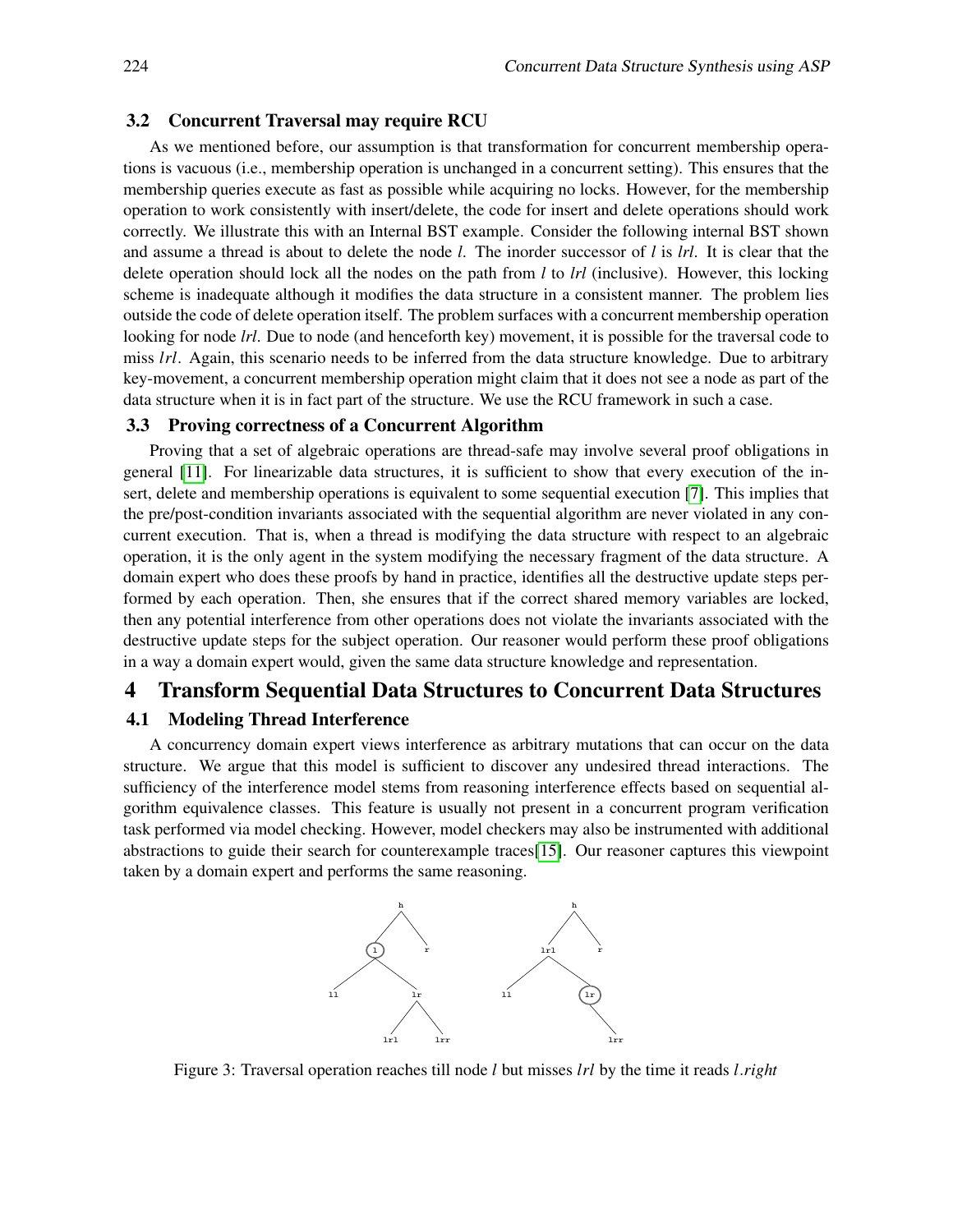### 3.2 Concurrent Traversal may require RCU

As we mentioned before, our assumption is that transformation for concurrent membership operations is vacuous (i.e., membership operation is unchanged in a concurrent setting). This ensures that the membership queries execute as fast as possible while acquiring no locks. However, for the membership operation to work consistently with insert/delete, the code for insert and delete operations should work correctly. We illustrate this with an Internal BST example. Consider the following internal BST shown and assume a thread is about to delete the node *l*. The inorder successor of *l* is *lrl*. It is clear that the delete operation should lock all the nodes on the path from *l* to *lrl* (inclusive). However, this locking scheme is inadequate although it modifies the data structure in a consistent manner. The problem lies outside the code of delete operation itself. The problem surfaces with a concurrent membership operation looking for node *lrl*. Due to node (and henceforth key) movement, it is possible for the traversal code to miss *lrl*. Again, this scenario needs to be inferred from the data structure knowledge. Due to arbitrary key-movement, a concurrent membership operation might claim that it does not see a node as part of the data structure when it is in fact part of the structure. We use the RCU framework in such a case.

### 3.3 Proving correctness of a Concurrent Algorithm

Proving that a set of algebraic operations are thread-safe may involve several proof obligations in general [11]. For linearizable data structures, it is sufficient to show that every execution of the insert, delete and membership operations is equivalent to some sequential execution [7]. This implies that the pre/post-condition invariants associated with the sequential algorithm are never violated in any concurrent execution. That is, when a thread is modifying the data structure with respect to an algebraic operation, it is the only agent in the system modifying the necessary fragment of the data structure. A domain expert who does these proofs by hand in practice, identifies all the destructive update steps performed by each operation. Then, she ensures that if the correct shared memory variables are locked, then any potential interference from other operations does not violate the invariants associated with the destructive update steps for the subject operation. Our reasoner would perform these proof obligations in a way a domain expert would, given the same data structure knowledge and representation.

## 4 Transform Sequential Data Structures to Concurrent Data Structures

### 4.1 Modeling Thread Interference

A concurrency domain expert views interference as arbitrary mutations that can occur on the data structure. We argue that this model is sufficient to discover any undesired thread interactions. The sufficiency of the interference model stems from reasoning interference effects based on sequential algorithm equivalence classes. This feature is usually not present in a concurrent program verification task performed via model checking. However, model checkers may also be instrumented with additional abstractions to guide their search for counterexample traces[15]. Our reasoner captures this viewpoint taken by a domain expert and performs the same reasoning.

Figure 3: Traversal operation reaches till node *l* but misses *lrl* by the time it reads *l.right*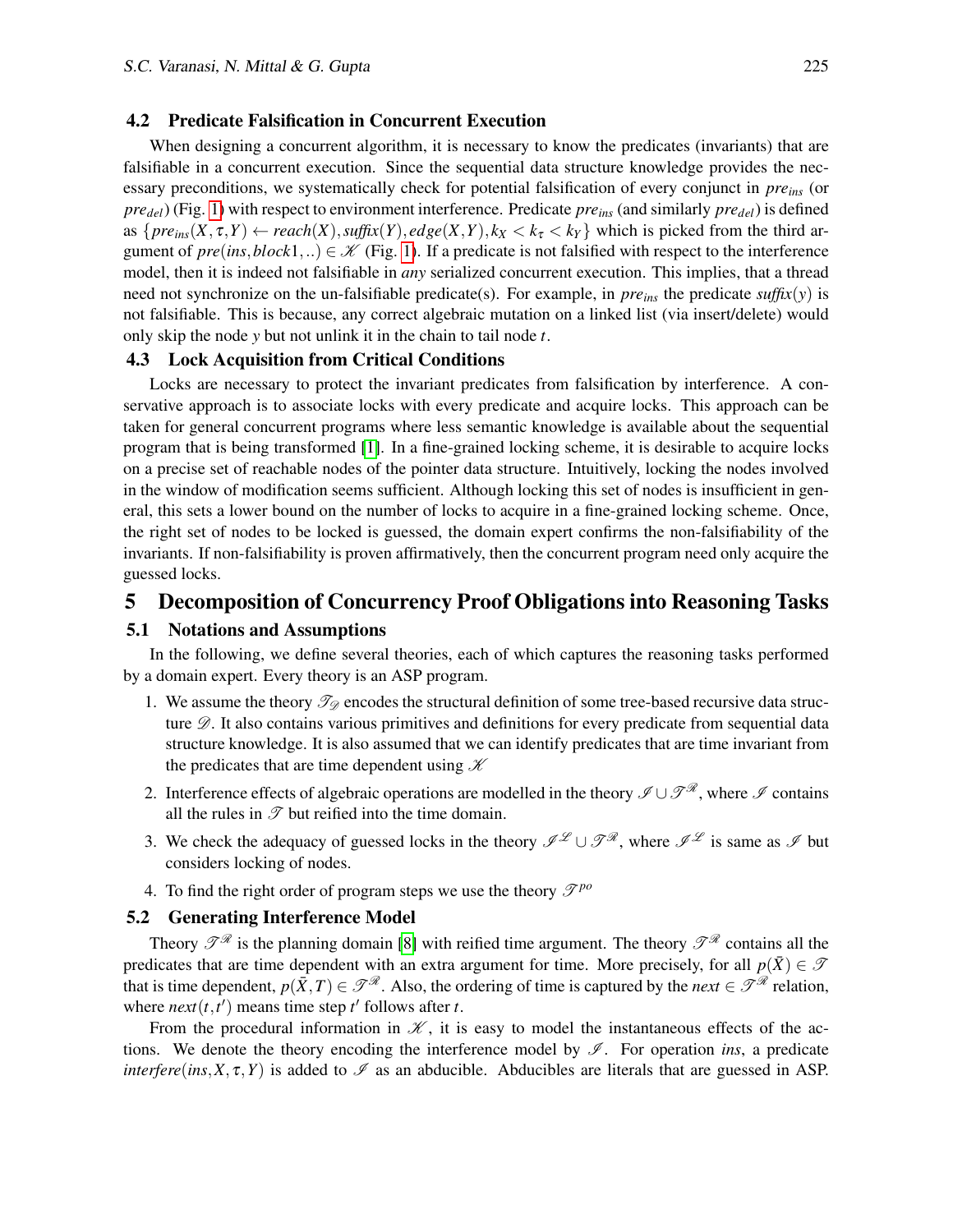### 4.2 Predicate Falsification in Concurrent Execution

When designing a concurrent algorithm, it is necessary to know the predicates (invariants) that are falsifiable in a concurrent execution. Since the sequential data structure knowledge provides the necessary preconditions, we systematically check for potential falsification of every conjunct in $pre_{ins}$ (or $pre_{del}$) (Fig. 1) with respect to environment interference. Predicate $pre_{ins}$ (and similarly $pre_{del}$) is defined as $\{pre_{ins}(X,\tau,Y) \leftarrow reach(X), suffix(Y), edge(X,Y), k_X < k_\tau < k_Y\}$ which is picked from the third argument of $pre(ins, block1, ..) \in \mathscr{K}$ (Fig. 1). If a predicate is not falsified with respect to the interference model, then it is indeed not falsifiable in *any* serialized concurrent execution. This implies, that a thread need not synchronize on the un-falsifiable predicate(s). For example, in $pre_{ins}$ the predicate $suffix(y)$ is not falsifiable. This is because, any correct algebraic mutation on a linked list (via insert/delete) would only skip the node $y$ but not unlink it in the chain to tail node $t$.

### 4.3 Lock Acquisition from Critical Conditions

Locks are necessary to protect the invariant predicates from falsification by interference. A conservative approach is to associate locks with every predicate and acquire locks. This approach can be taken for general concurrent programs where less semantic knowledge is available about the sequential program that is being transformed [1]. In a fine-grained locking scheme, it is desirable to acquire locks on a precise set of reachable nodes of the pointer data structure. Intuitively, locking the nodes involved in the window of modification seems sufficient. Although locking this set of nodes is insufficient in general, this sets a lower bound on the number of locks to acquire in a fine-grained locking scheme. Once, the right set of nodes to be locked is guessed, the domain expert confirms the non-falsifiability of the invariants. If non-falsifiability is proven affirmatively, then the concurrent program need only acquire the guessed locks.

## 5 Decomposition of Concurrency Proof Obligations into Reasoning Tasks

### 5.1 Notations and Assumptions

In the following, we define several theories, each of which captures the reasoning tasks performed by a domain expert. Every theory is an ASP program.

1. We assume the theory $\mathscr{T}_{\mathscr{D}}$ encodes the structural definition of some tree-based recursive data structure $\mathscr{D}$. It also contains various primitives and definitions for every predicate from sequential data structure knowledge. It is also assumed that we can identify predicates that are time invariant from the predicates that are time dependent using $\mathscr{K}$
2. Interference effects of algebraic operations are modelled in the theory $\mathscr{I} \cup \mathscr{T}^{\mathscr{R}}$, where $\mathscr{I}$ contains all the rules in $\mathscr{T}$ but reified into the time domain.
3. We check the adequacy of guessed locks in the theory $\mathscr{I}^{\mathscr{L}} \cup \mathscr{T}^{\mathscr{R}}$, where $\mathscr{I}^{\mathscr{L}}$ is same as $\mathscr{I}$ but considers locking of nodes.
4. To find the right order of program steps we use the theory $\mathscr{T}^{po}$

### 5.2 Generating Interference Model

Theory $\mathscr{T}^{\mathscr{R}}$ is the planning domain [8] with reified time argument. The theory $\mathscr{T}^{\mathscr{R}}$ contains all the predicates that are time dependent with an extra argument for time. More precisely, for all $p(\bar{X}) \in \mathscr{T}$ that is time dependent, $p(\bar{X},T) \in \mathscr{T}^{\mathscr{R}}$. Also, the ordering of time is captured by the *next* $\in \mathscr{T}^{\mathscr{R}}$ relation, where $next(t,t')$ means time step $t'$ follows after $t$.

From the procedural information in $\mathscr{K}$, it is easy to model the instantaneous effects of the actions. We denote the theory encoding the interference model by $\mathscr{I}$. For operation *ins*, a predicate $interfere(ins, X, \tau, Y)$ is added to $\mathscr{I}$ as an abducible. Abducibles are literals that are guessed in ASP.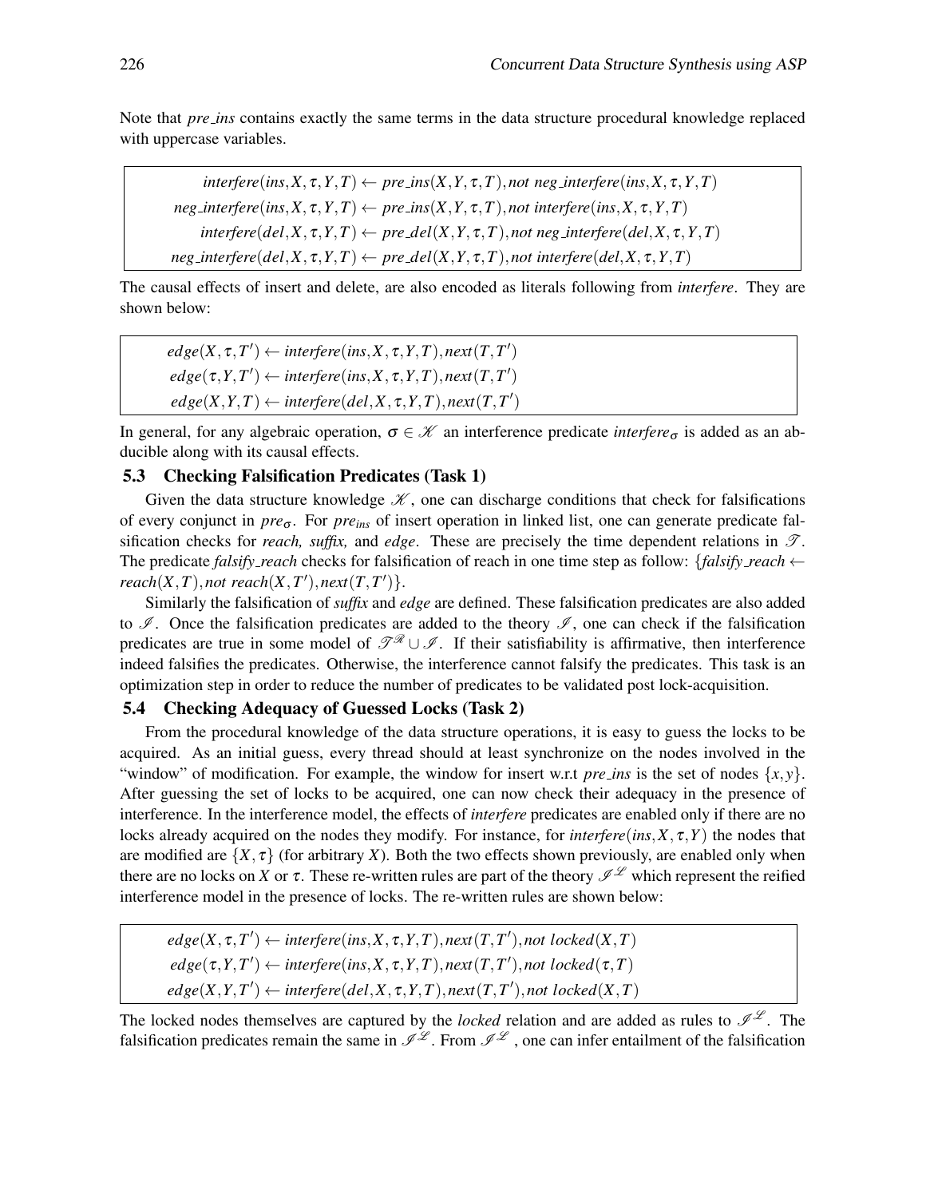Note that *pre_ins* contains exactly the same terms in the data structure procedural knowledge replaced with uppercase variables.

$$
\begin{aligned}
\textit{interfere}(ins, X, \tau, Y, T) &\leftarrow \textit{pre\_ins}(X, Y, \tau, T), \textit{not neg\_interfere}(ins, X, \tau, Y, T) \\
\textit{neg\_interfere}(ins, X, \tau, Y, T) &\leftarrow \textit{pre\_ins}(X, Y, \tau, T), \textit{not interfere}(ins, X, \tau, Y, T) \\
\textit{interfere}(del, X, \tau, Y, T) &\leftarrow \textit{pre\_del}(X, Y, \tau, T), \textit{not neg\_interfere}(del, X, \tau, Y, T) \\
\textit{neg\_interfere}(del, X, \tau, Y, T) &\leftarrow \textit{pre\_del}(X, Y, \tau, T), \textit{not interfere}(del, X, \tau, Y, T)
\end{aligned}
$$

The causal effects of insert and delete, are also encoded as literals following from *interfere*. They are shown below:

$$
\begin{aligned}
&edge(X, \tau, T') \leftarrow \textit{interfere}(ins, X, \tau, Y, T), next(T, T') \\
&edge(\tau, Y, T') \leftarrow \textit{interfere}(ins, X, \tau, Y, T), next(T, T') \\
&edge(X, Y, T) \leftarrow \textit{interfere}(del, X, \tau, Y, T), next(T, T')
\end{aligned}
$$

In general, for any algebraic operation, $\sigma \in \mathscr{K}$ an interference predicate $\textit{interfere}_\sigma$ is added as an abducible along with its causal effects.

### 5.3 Checking Falsification Predicates (Task 1)

Given the data structure knowledge $\mathscr{K}$, one can discharge conditions that check for falsifications of every conjunct in $pre_\sigma$. For $pre_{ins}$ of insert operation in linked list, one can generate predicate falsification checks for *reach, suffix,* and *edge*. These are precisely the time dependent relations in $\mathscr{T}$. The predicate *falsify_reach* checks for falsification of reach in one time step as follow: $\{\textit{falsify\_reach} \leftarrow reach(X, T), \textit{not } reach(X, T'), next(T, T')\}$.

Similarly the falsification of *suffix* and *edge* are defined. These falsification predicates are also added to $\mathscr{I}$. Once the falsification predicates are added to the theory $\mathscr{I}$, one can check if the falsification predicates are true in some model of $\mathscr{T}^{\mathscr{R}} \cup \mathscr{I}$. If their satisfiability is affirmative, then interference indeed falsifies the predicates. Otherwise, the interference cannot falsify the predicates. This task is an optimization step in order to reduce the number of predicates to be validated post lock-acquisition.

### 5.4 Checking Adequacy of Guessed Locks (Task 2)

From the procedural knowledge of the data structure operations, it is easy to guess the locks to be acquired. As an initial guess, every thread should at least synchronize on the nodes involved in the "window" of modification. For example, the window for insert w.r.t *pre_ins* is the set of nodes $\{x, y\}$. After guessing the set of locks to be acquired, one can now check their adequacy in the presence of interference. In the interference model, the effects of *interfere* predicates are enabled only if there are no locks already acquired on the nodes they modify. For instance, for $\textit{interfere}(ins, X, \tau, Y)$ the nodes that are modified are $\{X, \tau\}$ (for arbitrary $X$). Both the two effects shown previously, are enabled only when there are no locks on $X$ or $\tau$. These re-written rules are part of the theory $\mathscr{I}^{\mathscr{L}}$ which represent the reified interference model in the presence of locks. The re-written rules are shown below:

$$
\begin{aligned}
&edge(X, \tau, T') \leftarrow \textit{interfere}(ins, X, \tau, Y, T), next(T, T'), \textit{not locked}(X, T) \\
&edge(\tau, Y, T') \leftarrow \textit{interfere}(ins, X, \tau, Y, T), next(T, T'), \textit{not locked}(\tau, T) \\
&edge(X, Y, T') \leftarrow \textit{interfere}(del, X, \tau, Y, T), next(T, T'), \textit{not locked}(X, T)
\end{aligned}
$$

The locked nodes themselves are captured by the *locked* relation and are added as rules to $\mathscr{I}^{\mathscr{L}}$. The falsification predicates remain the same in $\mathscr{I}^{\mathscr{L}}$. From $\mathscr{I}^{\mathscr{L}}$, one can infer entailment of the falsification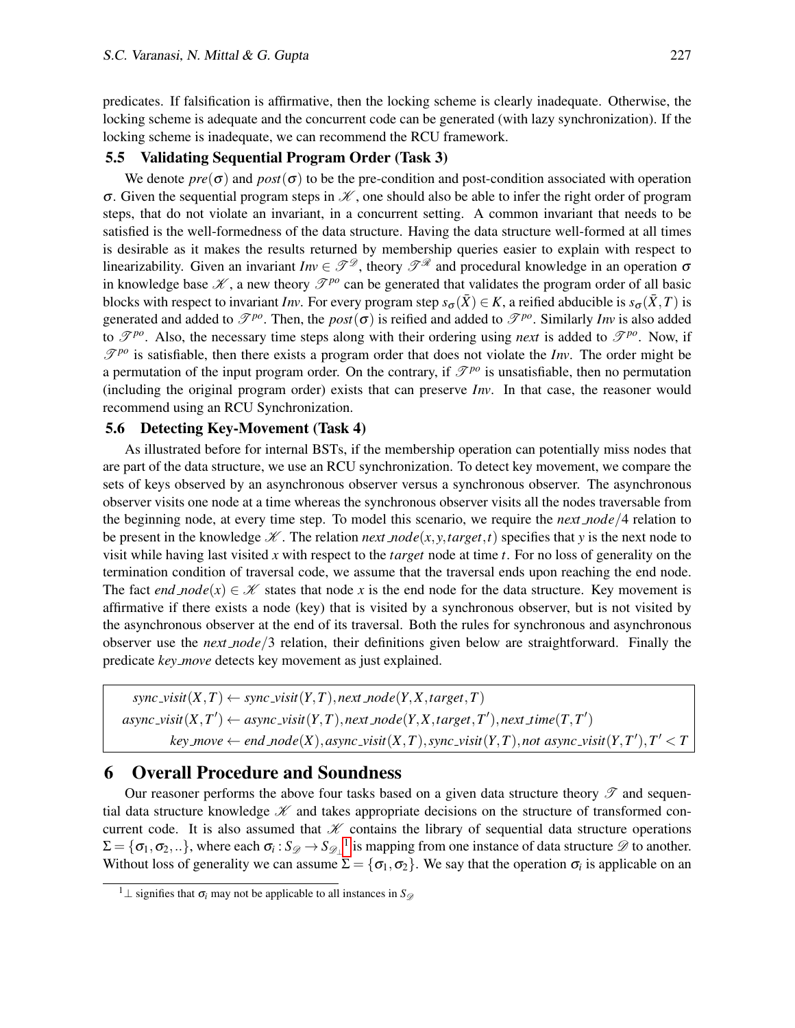predicates. If falsification is affirmative, then the locking scheme is clearly inadequate. Otherwise, the locking scheme is adequate and the concurrent code can be generated (with lazy synchronization). If the locking scheme is inadequate, we can recommend the RCU framework.

### 5.5 Validating Sequential Program Order (Task 3)

We denote $pre(\sigma)$ and $post(\sigma)$ to be the pre-condition and post-condition associated with operation $\sigma$. Given the sequential program steps in $\mathcal{K}$, one should also be able to infer the right order of program steps, that do not violate an invariant, in a concurrent setting. A common invariant that needs to be satisfied is the well-formedness of the data structure. Having the data structure well-formed at all times is desirable as it makes the results returned by membership queries easier to explain with respect to linearizability. Given an invariant $Inv \in \mathcal{T}^{\mathcal{D}}$, theory $\mathcal{T}^{\mathcal{R}}$ and procedural knowledge in an operation $\sigma$ in knowledge base $\mathcal{K}$, a new theory $\mathcal{T}^{po}$ can be generated that validates the program order of all basic blocks with respect to invariant $Inv$. For every program step $s_\sigma(\bar{X}) \in K$, a reified abducible is $s_\sigma(\bar{X}, T)$ is generated and added to $\mathcal{T}^{po}$. Then, the $post(\sigma)$ is reified and added to $\mathcal{T}^{po}$. Similarly $Inv$ is also added to $\mathcal{T}^{po}$. Also, the necessary time steps along with their ordering using *next* is added to $\mathcal{T}^{po}$. Now, if $\mathcal{T}^{po}$ is satisfiable, then there exists a program order that does not violate the $Inv$. The order might be a permutation of the input program order. On the contrary, if $\mathcal{T}^{po}$ is unsatisfiable, then no permutation (including the original program order) exists that can preserve $Inv$. In that case, the reasoner would recommend using an RCU Synchronization.

### 5.6 Detecting Key-Movement (Task 4)

As illustrated before for internal BSTs, if the membership operation can potentially miss nodes that are part of the data structure, we use an RCU synchronization. To detect key movement, we compare the sets of keys observed by an asynchronous observer versus a synchronous observer. The asynchronous observer visits one node at a time whereas the synchronous observer visits all the nodes traversable from the beginning node, at every time step. To model this scenario, we require the *next_node*/4 relation to be present in the knowledge $\mathcal{K}$. The relation $next\_node(x, y, target, t)$ specifies that $y$ is the next node to visit while having last visited $x$ with respect to the *target* node at time $t$. For no loss of generality on the termination condition of traversal code, we assume that the traversal ends upon reaching the end node. The fact $end\_node(x) \in \mathcal{K}$ states that node $x$ is the end node for the data structure. Key movement is affirmative if there exists a node (key) that is visited by a synchronous observer, but is not visited by the asynchronous observer at the end of its traversal. Both the rules for synchronous and asynchronous observer use the *next_node*/3 relation, their definitions given below are straightforward. Finally the predicate *key_move* detects key movement as just explained.

$$
\begin{aligned}
sync\_visit(X,T) &\leftarrow sync\_visit(Y,T), next\_node(Y,X,target,T)\\
async\_visit(X,T') &\leftarrow async\_visit(Y,T), next\_node(Y,X,target,T'), next\_time(T,T')\\
key\_move &\leftarrow end\_node(X), async\_visit(X,T), sync\_visit(Y,T), not\ async\_visit(Y,T'), T' < T
\end{aligned}
$$

## 6 Overall Procedure and Soundness

Our reasoner performs the above four tasks based on a given data structure theory $\mathcal{T}$ and sequential data structure knowledge $\mathcal{K}$ and takes appropriate decisions on the structure of transformed concurrent code. It is also assumed that $\mathcal{K}$ contains the library of sequential data structure operations $\Sigma = \{\sigma_1, \sigma_2, ..\}$, where each $\sigma_i : S_{\mathcal{D}} \rightarrow S_{\mathcal{D}_\perp}$ [1] is mapping from one instance of data structure $\mathcal{D}$ to another. Without loss of generality we can assume $\Sigma = \{\sigma_1, \sigma_2\}$. We say that the operation $\sigma_i$ is applicable on an

[1] $\perp$ signifies that $\sigma_i$ may not be applicable to all instances in $S_{\mathcal{D}}$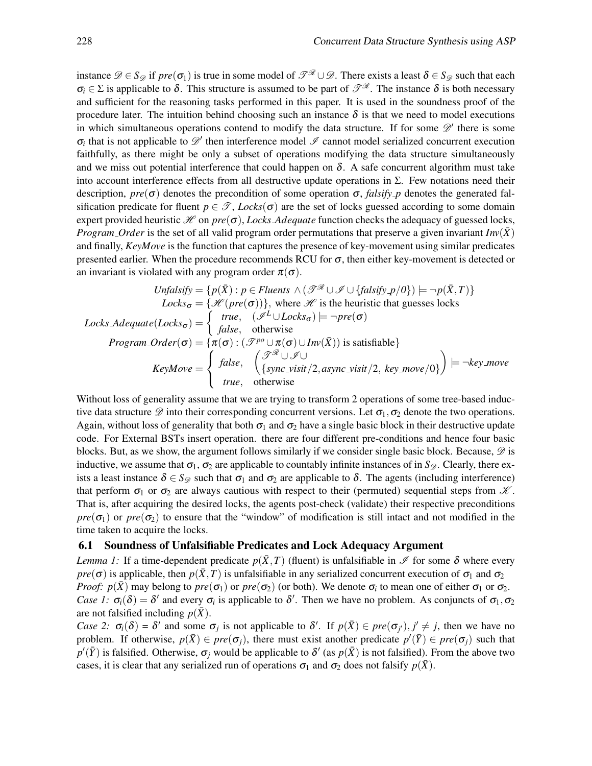instance $\mathscr{D} \in S_{\mathscr{D}}$ if $pre(\sigma_1)$ is true in some model of $\mathscr{T}^{\mathscr{R}} \cup \mathscr{D}$. There exists a least $\delta \in S_{\mathscr{D}}$ such that each $\sigma_i \in \Sigma$ is applicable to $\delta$. This structure is assumed to be part of $\mathscr{T}^{\mathscr{R}}$. The instance $\delta$ is both necessary and sufficient for the reasoning tasks performed in this paper. It is used in the soundness proof of the procedure later. The intuition behind choosing such an instance $\delta$ is that we need to model executions in which simultaneous operations contend to modify the data structure. If for some $\mathscr{D}'$ there is some $\sigma_i$ that is not applicable to $\mathscr{D}'$ then interference model $\mathscr{I}$ cannot model serialized concurrent execution faithfully, as there might be only a subset of operations modifying the data structure simultaneously and we miss out potential interference that could happen on $\delta$. A safe concurrent algorithm must take into account interference effects from all destructive update operations in $\Sigma$. Few notations need their description, $pre(\sigma)$ denotes the precondition of some operation $\sigma$, *falsify_p* denotes the generated falsification predicate for fluent $p \in \mathscr{T}$, $Locks(\sigma)$ are the set of locks guessed according to some domain expert provided heuristic $\mathscr{H}$ on $pre(\sigma)$, *Locks_Adequate* function checks the adequacy of guessed locks, *Program_Order* is the set of all valid program order permutations that preserve a given invariant $Inv(\bar{X})$ and finally, *KeyMove* is the function that captures the presence of key-movement using similar predicates presented earlier. When the procedure recommends RCU for $\sigma$, then either key-movement is detected or an invariant is violated with any program order $\pi(\sigma)$.

$$
\begin{aligned}
Unfalsify &= \{p(\bar{X}) : p \in Fluents \wedge (\mathscr{T}^{\mathscr{R}} \cup \mathscr{I} \cup \{falsify\_p/0\}) \models \neg p(\bar{X}, T)\} \\
Locks_{\sigma} &= \{\mathscr{H}(pre(\sigma))\}, \text{ where } \mathscr{H} \text{ is the heuristic that guesses locks} \\
Locks\_Adequate(Locks_{\sigma}) &= \begin{cases} true, & (\mathscr{I}^{L} \cup Locks_{\sigma}) \models \neg pre(\sigma) \\ false, & \text{otherwise} \end{cases} \\
Program\_Order(\sigma) &= \{\pi(\sigma) : (\mathscr{T}^{po} \cup \pi(\sigma) \cup Inv(\bar{X})) \text{ is satisfiable}\} \\
KeyMove &= \begin{cases} false, & \begin{pmatrix} \mathscr{T}^{\mathscr{R}} \cup \mathscr{I} \cup \\ \{sync\_visit/2, async\_visit/2,\ key\_move/0\} \end{pmatrix} \models \neg key\_move \\ true, & \text{otherwise} \end{cases}
\end{aligned}
$$

Without loss of generality assume that we are trying to transform 2 operations of some tree-based inductive data structure $\mathscr{D}$ into their corresponding concurrent versions. Let $\sigma_1, \sigma_2$ denote the two operations. Again, without loss of generality that both $\sigma_1$ and $\sigma_2$ have a single basic block in their destructive update code. For External BSTs insert operation. there are four different pre-conditions and hence four basic blocks. But, as we show, the argument follows similarly if we consider single basic block. Because, $\mathscr{D}$ is inductive, we assume that $\sigma_1$, $\sigma_2$ are applicable to countably infinite instances of in $S_{\mathscr{D}}$. Clearly, there exists a least instance $\delta \in S_{\mathscr{D}}$ such that $\sigma_1$ and $\sigma_2$ are applicable to $\delta$. The agents (including interference) that perform $\sigma_1$ or $\sigma_2$ are always cautious with respect to their (permuted) sequential steps from $\mathscr{K}$. That is, after acquiring the desired locks, the agents post-check (validate) their respective preconditions $pre(\sigma_1)$ or $pre(\sigma_2)$ to ensure that the "window" of modification is still intact and not modified in the time taken to acquire the locks.

### 6.1 Soundness of Unfalsifiable Predicates and Lock Adequacy Argument

*Lemma 1:* If a time-dependent predicate $p(\bar{X}, T)$ (fluent) is unfalsifiable in $\mathscr{I}$ for some $\delta$ where every $pre(\sigma)$ is applicable, then $p(\bar{X}, T)$ is unfalsifiable in any serialized concurrent execution of $\sigma_1$ and $\sigma_2$

*Proof:* $p(\bar{X})$ may belong to $pre(\sigma_1)$ or $pre(\sigma_2)$ (or both). We denote $\sigma_i$ to mean one of either $\sigma_1$ or $\sigma_2$.

*Case 1:* $\sigma_i(\delta) = \delta'$ and every $\sigma_i$ is applicable to $\delta'$. Then we have no problem. As conjuncts of $\sigma_1, \sigma_2$ are not falsified including $p(\bar{X})$.

*Case 2:* $\sigma_i(\delta) = \delta'$ and some $\sigma_j$ is not applicable to $\delta'$. If $p(\bar{X}) \in pre(\sigma_{j'}), j' \neq j$, then we have no problem. If otherwise, $p(\bar{X}) \in pre(\sigma_j)$, there must exist another predicate $p'(\bar{Y}) \in pre(\sigma_j)$ such that $p'(\bar{Y})$ is falsified. Otherwise, $\sigma_j$ would be applicable to $\delta'$ (as $p(\bar{X})$ is not falsified). From the above two cases, it is clear that any serialized run of operations $\sigma_1$ and $\sigma_2$ does not falsify $p(\bar{X})$.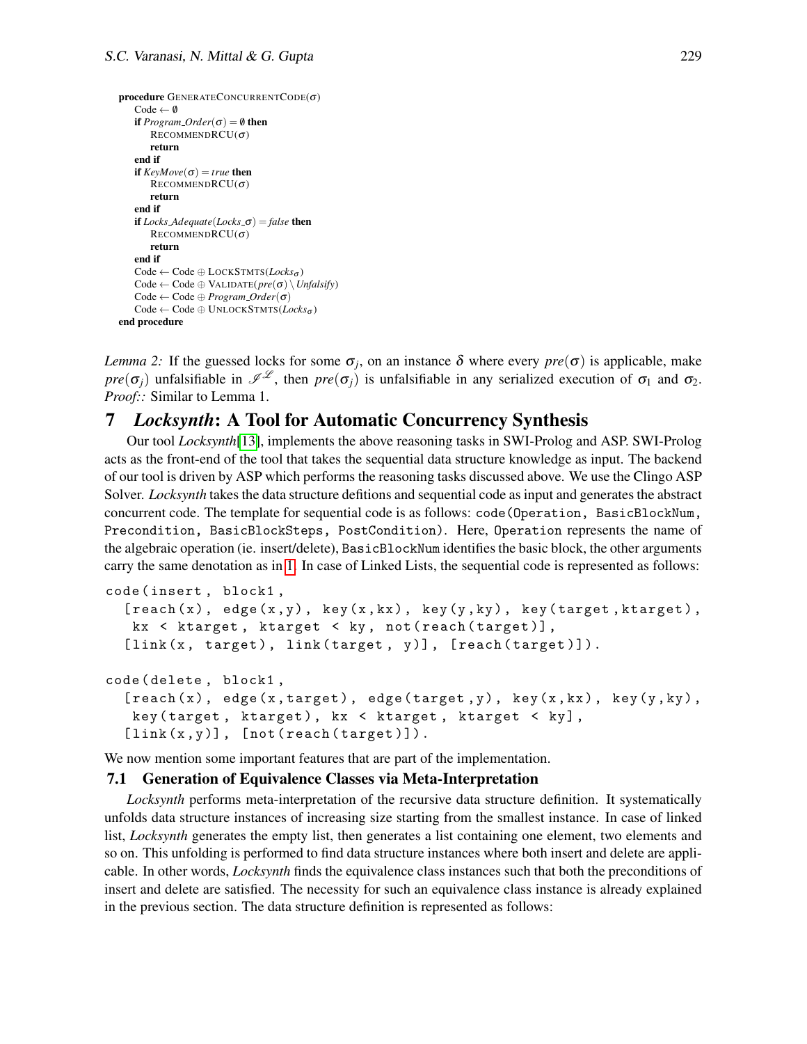```
procedure GENERATECONCURRENTCODE(σ)
    Code ← ∅
    if Program_Order(σ) = ∅ then
        RECOMMENDRCU(σ)
        return
    end if
    if KeyMove(σ) = true then
        RECOMMENDRCU(σ)
        return
    end if
    if Locks_Adequate(Locks_σ) = false then
        RECOMMENDRCU(σ)
        return
    end if
    Code ← Code ⊕ LOCKSTMTS(Locks_σ)
    Code ← Code ⊕ VALIDATE(pre(σ) \ Unfalsify)
    Code ← Code ⊕ Program_Order(σ)
    Code ← Code ⊕ UNLOCKSTMTS(Locks_σ)
end procedure
```

*Lemma 2:* If the guessed locks for some $\sigma_j$, on an instance $\delta$ where every $pre(\sigma)$ is applicable, make $pre(\sigma_j)$ unfalsifiable in $\mathscr{I}^{\mathscr{L}}$, then $pre(\sigma_j)$ is unfalsifiable in any serialized execution of $\sigma_1$ and $\sigma_2$.
*Proof::* Similar to Lemma 1.

# 7 *Locksynth*: A Tool for Automatic Concurrency Synthesis

Our tool *Locksynth*[13], implements the above reasoning tasks in SWI-Prolog and ASP. SWI-Prolog acts as the front-end of the tool that takes the sequential data structure knowledge as input. The backend of our tool is driven by ASP which performs the reasoning tasks discussed above. We use the Clingo ASP Solver. *Locksynth* takes the data structure defitions and sequential code as input and generates the abstract concurrent code. The template for sequential code is as follows: `code(Operation, BasicBlockNum, Precondition, BasicBlockSteps, PostCondition)`. Here, `Operation` represents the name of the algebraic operation (ie. insert/delete), `BasicBlockNum` identifies the basic block, the other arguments carry the same denotation as in 1. In case of Linked Lists, the sequential code is represented as follows:

```
code(insert, block1,
  [reach(x), edge(x,y), key(x,kx), key(y,ky), key(target,ktarget),
   kx < ktarget, ktarget < ky, not(reach(target))],
  [link(x, target), link(target, y)], [reach(target)]).

code(delete, block1,
  [reach(x), edge(x,target), edge(target,y), key(x,kx), key(y,ky),
   key(target, ktarget), kx < ktarget, ktarget < ky],
  [link(x,y)], [not(reach(target))]).
```

We now mention some important features that are part of the implementation.

## 7.1 Generation of Equivalence Classes via Meta-Interpretation

*Locksynth* performs meta-interpretation of the recursive data structure definition. It systematically unfolds data structure instances of increasing size starting from the smallest instance. In case of linked list, *Locksynth* generates the empty list, then generates a list containing one element, two elements and so on. This unfolding is performed to find data structure instances where both insert and delete are applicable. In other words, *Locksynth* finds the equivalence class instances such that both the preconditions of insert and delete are satisfied. The necessity for such an equivalence class instance is already explained in the previous section. The data structure definition is represented as follows: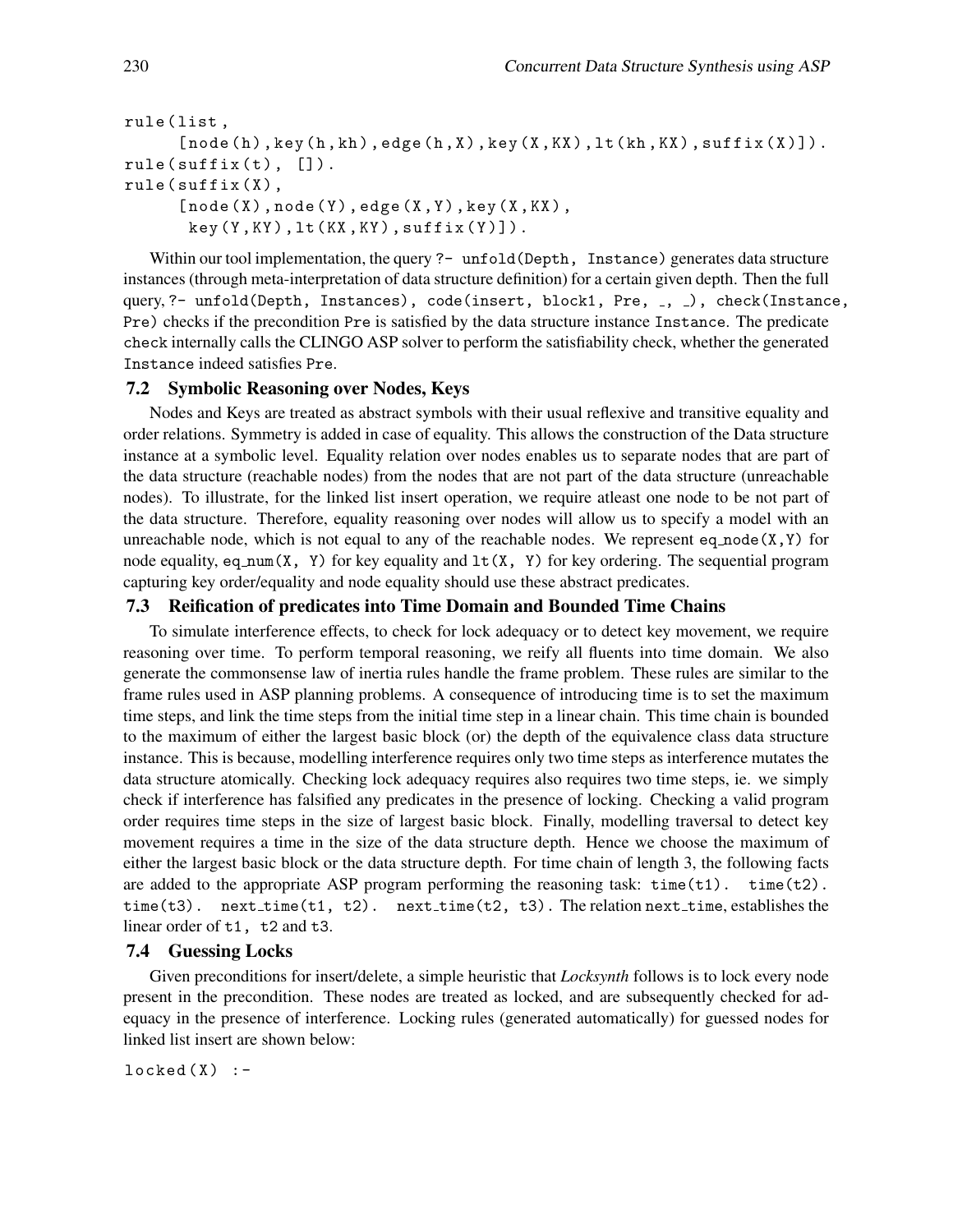```
rule(list,
     [node(h),key(h,kh),edge(h,X),key(X,KX),lt(kh,KX),suffix(X)]).
rule(suffix(t), []).
rule(suffix(X),
     [node(X),node(Y),edge(X,Y),key(X,KX),
      key(Y,KY),lt(KX,KY),suffix(Y)]).
```

Within our tool implementation, the query `?- unfold(Depth, Instance)` generates data structure instances (through meta-interpretation of data structure definition) for a certain given depth. Then the full query, `?- unfold(Depth, Instances), code(insert, block1, Pre, _, _), check(Instance, Pre)` checks if the precondition `Pre` is satisfied by the data structure instance `Instance`. The predicate `check` internally calls the CLINGO ASP solver to perform the satisfiability check, whether the generated `Instance` indeed satisfies `Pre`.

### 7.2 Symbolic Reasoning over Nodes, Keys

Nodes and Keys are treated as abstract symbols with their usual reflexive and transitive equality and order relations. Symmetry is added in case of equality. This allows the construction of the Data structure instance at a symbolic level. Equality relation over nodes enables us to separate nodes that are part of the data structure (reachable nodes) from the nodes that are not part of the data structure (unreachable nodes). To illustrate, for the linked list insert operation, we require atleast one node to be not part of the data structure. Therefore, equality reasoning over nodes will allow us to specify a model with an unreachable node, which is not equal to any of the reachable nodes. We represent `eq_node(X,Y)` for node equality, `eq_num(X, Y)` for key equality and `lt(X, Y)` for key ordering. The sequential program capturing key order/equality and node equality should use these abstract predicates.

### 7.3 Reification of predicates into Time Domain and Bounded Time Chains

To simulate interference effects, to check for lock adequacy or to detect key movement, we require reasoning over time. To perform temporal reasoning, we reify all fluents into time domain. We also generate the commonsense law of inertia rules handle the frame problem. These rules are similar to the frame rules used in ASP planning problems. A consequence of introducing time is to set the maximum time steps, and link the time steps from the initial time step in a linear chain. This time chain is bounded to the maximum of either the largest basic block (or) the depth of the equivalence class data structure instance. This is because, modelling interference requires only two time steps as interference mutates the data structure atomically. Checking lock adequacy requires also requires two time steps, ie. we simply check if interference has falsified any predicates in the presence of locking. Checking a valid program order requires time steps in the size of largest basic block. Finally, modelling traversal to detect key movement requires a time in the size of the data structure depth. Hence we choose the maximum of either the largest basic block or the data structure depth. For time chain of length 3, the following facts are added to the appropriate ASP program performing the reasoning task: `time(t1).` `time(t2).` `time(t3).` `next_time(t1, t2).` `next_time(t2, t3).` The relation `next_time`, establishes the linear order of `t1, t2` and `t3`.

### 7.4 Guessing Locks

Given preconditions for insert/delete, a simple heuristic that *Locksynth* follows is to lock every node present in the precondition. These nodes are treated as locked, and are subsequently checked for adequacy in the presence of interference. Locking rules (generated automatically) for guessed nodes for linked list insert are shown below:

```
locked(X) :-
```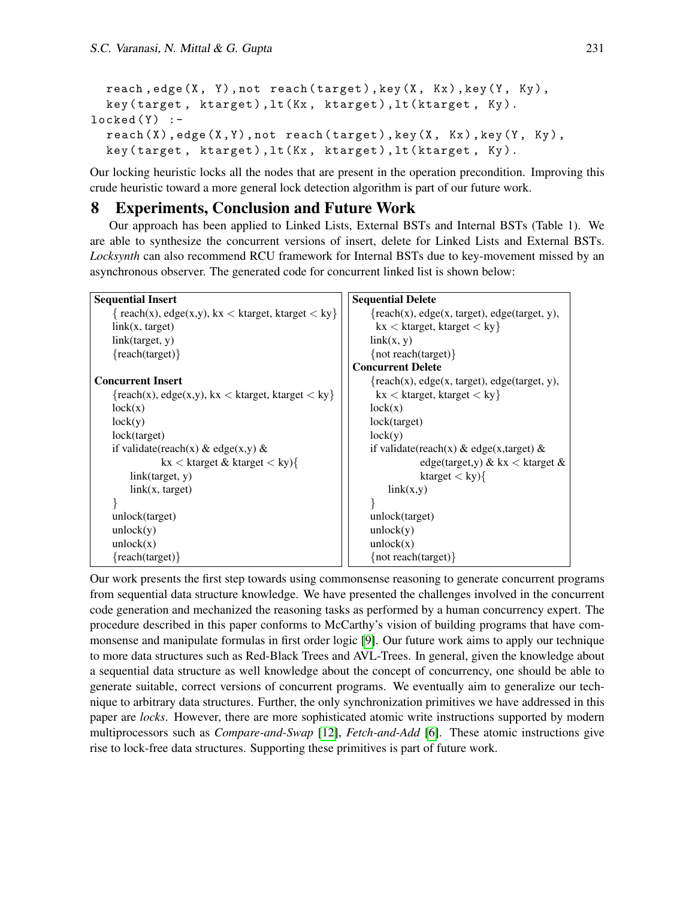```
  reach,edge(X, Y),not reach(target),key(X, Kx),key(Y, Ky),
  key(target, ktarget),lt(Kx, ktarget),lt(ktarget, Ky).
locked(Y) :-
  reach(X),edge(X,Y),not reach(target),key(X, Kx),key(Y, Ky),
  key(target, ktarget),lt(Kx, ktarget),lt(ktarget, Ky).
```

Our locking heuristic locks all the nodes that are present in the operation precondition. Improving this crude heuristic toward a more general lock detection algorithm is part of our future work.

# 8 Experiments, Conclusion and Future Work

Our approach has been applied to Linked Lists, External BSTs and Internal BSTs (Table 1). We are able to synthesize the concurrent versions of insert, delete for Linked Lists and External BSTs. *Locksynth* can also recommend RCU framework for Internal BSTs due to key-movement missed by an asynchronous observer. The generated code for concurrent linked list is shown below:

**Sequential Insert**

```
{ reach(x), edge(x,y), kx < ktarget, ktarget < ky}
link(x, target)
link(target, y)
{reach(target)}
```

**Concurrent Insert**

```
{reach(x), edge(x,y), kx < ktarget, ktarget < ky}
lock(x)
lock(y)
lock(target)
if validate(reach(x) & edge(x,y) &
            kx < ktarget & ktarget < ky){
    link(target, y)
    link(x, target)
}
unlock(target)
unlock(y)
unlock(x)
{reach(target)}
```

**Sequential Delete**

```
{reach(x), edge(x, target), edge(target, y),
 kx < ktarget, ktarget < ky}
link(x, y)
{not reach(target)}
```

**Concurrent Delete**

```
{reach(x), edge(x, target), edge(target, y),
 kx < ktarget, ktarget < ky}
lock(x)
lock(target)
lock(y)
if validate(reach(x) & edge(x,target) &
            edge(target,y) & kx < ktarget &
            ktarget < ky){
    link(x,y)
}
unlock(target)
unlock(y)
unlock(x)
{not reach(target)}
```

Our work presents the first step towards using commonsense reasoning to generate concurrent programs from sequential data structure knowledge. We have presented the challenges involved in the concurrent code generation and mechanized the reasoning tasks as performed by a human concurrency expert. The procedure described in this paper conforms to McCarthy's vision of building programs that have commonsense and manipulate formulas in first order logic [9]. Our future work aims to apply our technique to more data structures such as Red-Black Trees and AVL-Trees. In general, given the knowledge about a sequential data structure as well knowledge about the concept of concurrency, one should be able to generate suitable, correct versions of concurrent programs. We eventually aim to generalize our technique to arbitrary data structures. Further, the only synchronization primitives we have addressed in this paper are *locks*. However, there are more sophisticated atomic write instructions supported by modern multiprocessors such as *Compare-and-Swap* [12], *Fetch-and-Add* [6]. These atomic instructions give rise to lock-free data structures. Supporting these primitives is part of future work.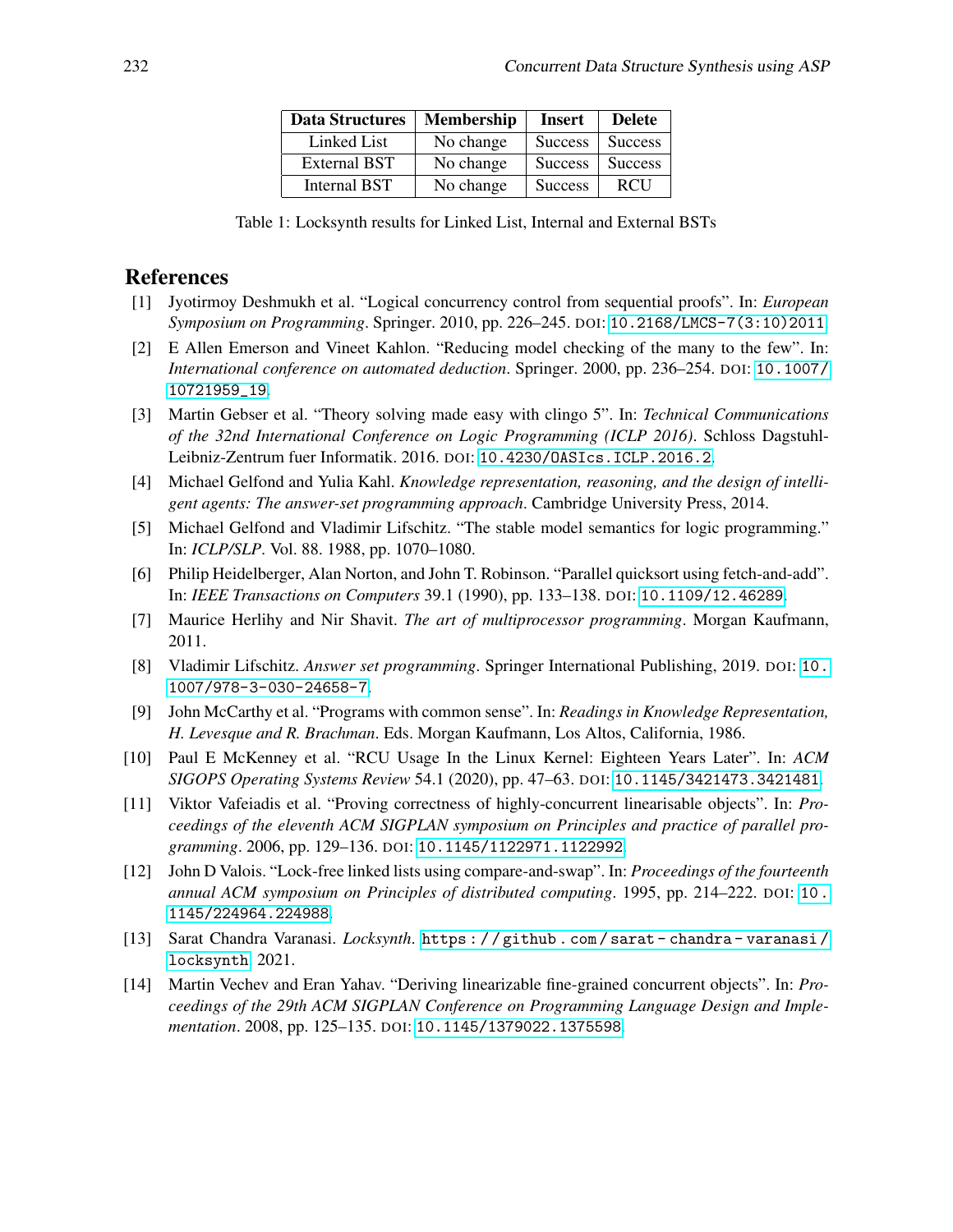| Data Structures | Membership | Insert | Delete |
| --- | --- | --- | --- |
| Linked List | No change | Success | Success |
| External BST | No change | Success | Success |
| Internal BST | No change | Success | RCU |

Table 1: Locksynth results for Linked List, Internal and External BSTs

# References

[1] Jyotirmoy Deshmukh et al. "Logical concurrency control from sequential proofs". In: *European Symposium on Programming*. Springer. 2010, pp. 226–245. DOI: 10.2168/LMCS-7(3:10)2011.

[2] E Allen Emerson and Vineet Kahlon. "Reducing model checking of the many to the few". In: *International conference on automated deduction*. Springer. 2000, pp. 236–254. DOI: 10.1007/10721959_19.

[3] Martin Gebser et al. "Theory solving made easy with clingo 5". In: *Technical Communications of the 32nd International Conference on Logic Programming (ICLP 2016)*. Schloss Dagstuhl-Leibniz-Zentrum fuer Informatik. 2016. DOI: 10.4230/OASIcs.ICLP.2016.2.

[4] Michael Gelfond and Yulia Kahl. *Knowledge representation, reasoning, and the design of intelligent agents: The answer-set programming approach*. Cambridge University Press, 2014.

[5] Michael Gelfond and Vladimir Lifschitz. "The stable model semantics for logic programming." In: *ICLP/SLP*. Vol. 88. 1988, pp. 1070–1080.

[6] Philip Heidelberger, Alan Norton, and John T. Robinson. "Parallel quicksort using fetch-and-add". In: *IEEE Transactions on Computers* 39.1 (1990), pp. 133–138. DOI: 10.1109/12.46289.

[7] Maurice Herlihy and Nir Shavit. *The art of multiprocessor programming*. Morgan Kaufmann, 2011.

[8] Vladimir Lifschitz. *Answer set programming*. Springer International Publishing, 2019. DOI: 10.1007/978-3-030-24658-7.

[9] John McCarthy et al. "Programs with common sense". In: *Readings in Knowledge Representation, H. Levesque and R. Brachman*. Eds. Morgan Kaufmann, Los Altos, California, 1986.

[10] Paul E McKenney et al. "RCU Usage In the Linux Kernel: Eighteen Years Later". In: *ACM SIGOPS Operating Systems Review* 54.1 (2020), pp. 47–63. DOI: 10.1145/3421473.3421481.

[11] Viktor Vafeiadis et al. "Proving correctness of highly-concurrent linearisable objects". In: *Proceedings of the eleventh ACM SIGPLAN symposium on Principles and practice of parallel programming*. 2006, pp. 129–136. DOI: 10.1145/1122971.1122992.

[12] John D Valois. "Lock-free linked lists using compare-and-swap". In: *Proceedings of the fourteenth annual ACM symposium on Principles of distributed computing*. 1995, pp. 214–222. DOI: 10.1145/224964.224988.

[13] Sarat Chandra Varanasi. *Locksynth*. https://github.com/sarat-chandra-varanasi/locksynth. 2021.

[14] Martin Vechev and Eran Yahav. "Deriving linearizable fine-grained concurrent objects". In: *Proceedings of the 29th ACM SIGPLAN Conference on Programming Language Design and Implementation*. 2008, pp. 125–135. DOI: 10.1145/1379022.1375598.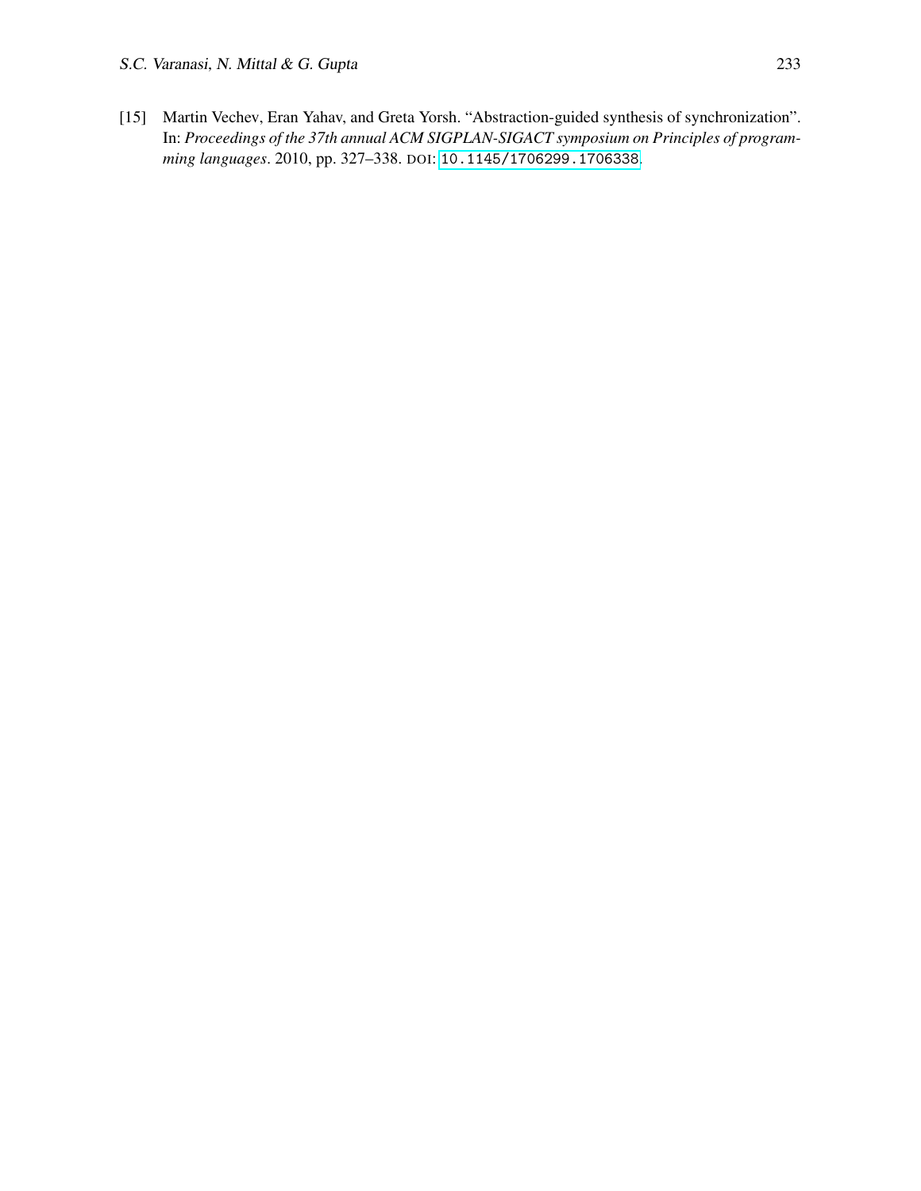[15] Martin Vechev, Eran Yahav, and Greta Yorsh. "Abstraction-guided synthesis of synchronization". In: *Proceedings of the 37th annual ACM SIGPLAN-SIGACT symposium on Principles of programming languages*. 2010, pp. 327–338. DOI: 10.1145/1706299.1706338.